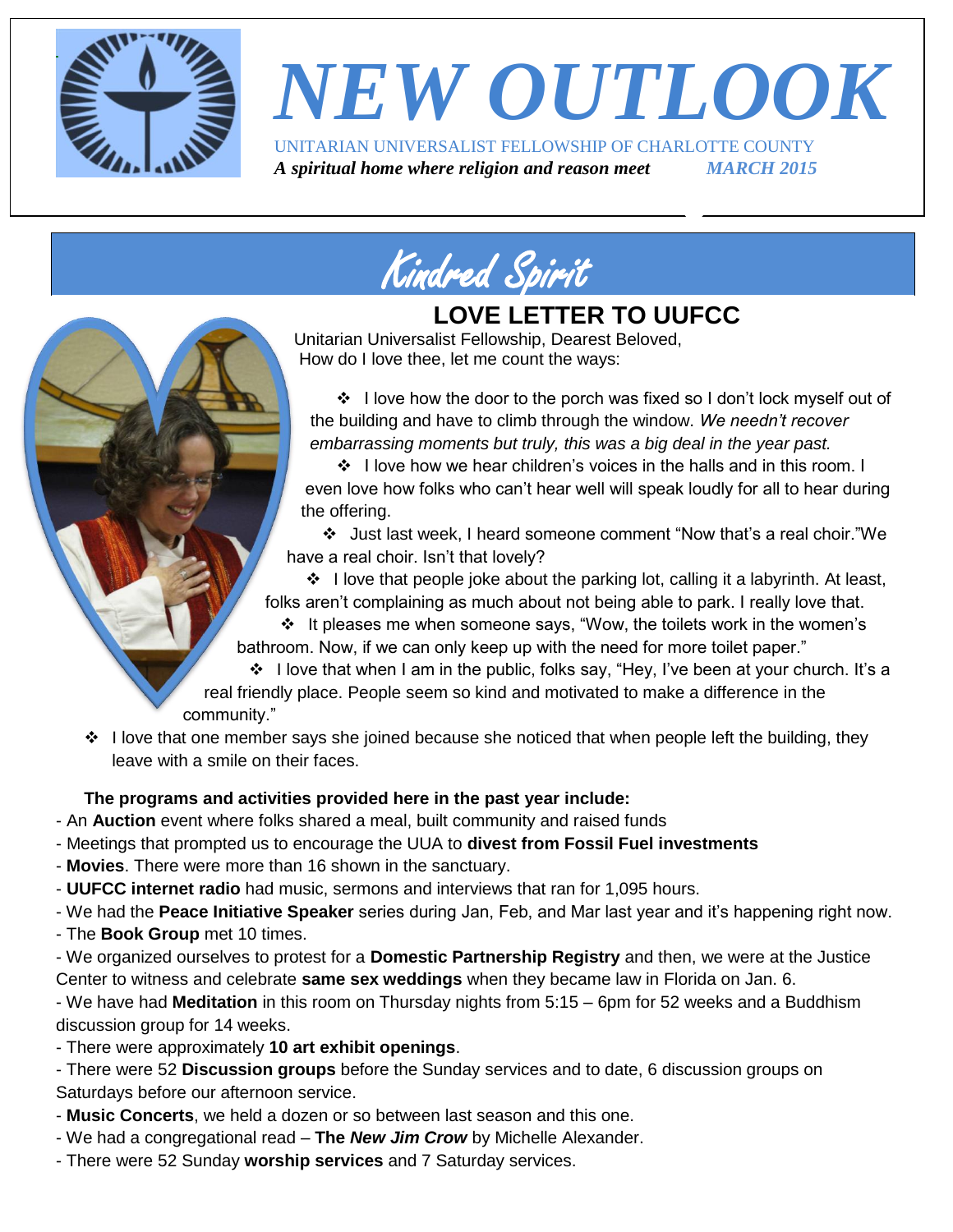# NEW OUTLOOK

UNITARIAN UNIVERSALIST FELLOWSHIP OF CHARLOTTE COUNTY

***A spiritual home where religion and reason meet*** ***MARCH 2015***

## Kindred Spirit

### LOVE LETTER TO UUFCC

Unitarian Universalist Fellowship, Dearest Beloved,
How do I love thee, let me count the ways:

- I love how the door to the porch was fixed so I don't lock myself out of the building and have to climb through the window. *We needn't recover embarrassing moments but truly, this was a big deal in the year past.*
- I love how we hear children's voices in the halls and in this room. I even love how folks who can't hear well will speak loudly for all to hear during the offering.
- Just last week, I heard someone comment "Now that's a real choir."We have a real choir. Isn't that lovely?
- I love that people joke about the parking lot, calling it a labyrinth. At least, folks aren't complaining as much about not being able to park. I really love that.
- It pleases me when someone says, "Wow, the toilets work in the women's bathroom. Now, if we can only keep up with the need for more toilet paper."
- I love that when I am in the public, folks say, "Hey, I've been at your church. It's a real friendly place. People seem so kind and motivated to make a difference in the community."
- I love that one member says she joined because she noticed that when people left the building, they leave with a smile on their faces.

**The programs and activities provided here in the past year include:**

- An **Auction** event where folks shared a meal, built community and raised funds
- Meetings that prompted us to encourage the UUA to **divest from Fossil Fuel investments**
- **Movies**. There were more than 16 shown in the sanctuary.
- **UUFCC internet radio** had music, sermons and interviews that ran for 1,095 hours.
- We had the **Peace Initiative Speaker** series during Jan, Feb, and Mar last year and it's happening right now.
- The **Book Group** met 10 times.
- We organized ourselves to protest for a **Domestic Partnership Registry** and then, we were at the Justice Center to witness and celebrate **same sex weddings** when they became law in Florida on Jan. 6.
- We have had **Meditation** in this room on Thursday nights from 5:15 – 6pm for 52 weeks and a Buddhism discussion group for 14 weeks.
- There were approximately **10 art exhibit openings**.
- There were 52 **Discussion groups** before the Sunday services and to date, 6 discussion groups on Saturdays before our afternoon service.
- **Music Concerts**, we held a dozen or so between last season and this one.
- We had a congregational read – **The *New Jim Crow*** by Michelle Alexander.
- There were 52 Sunday **worship services** and 7 Saturday services.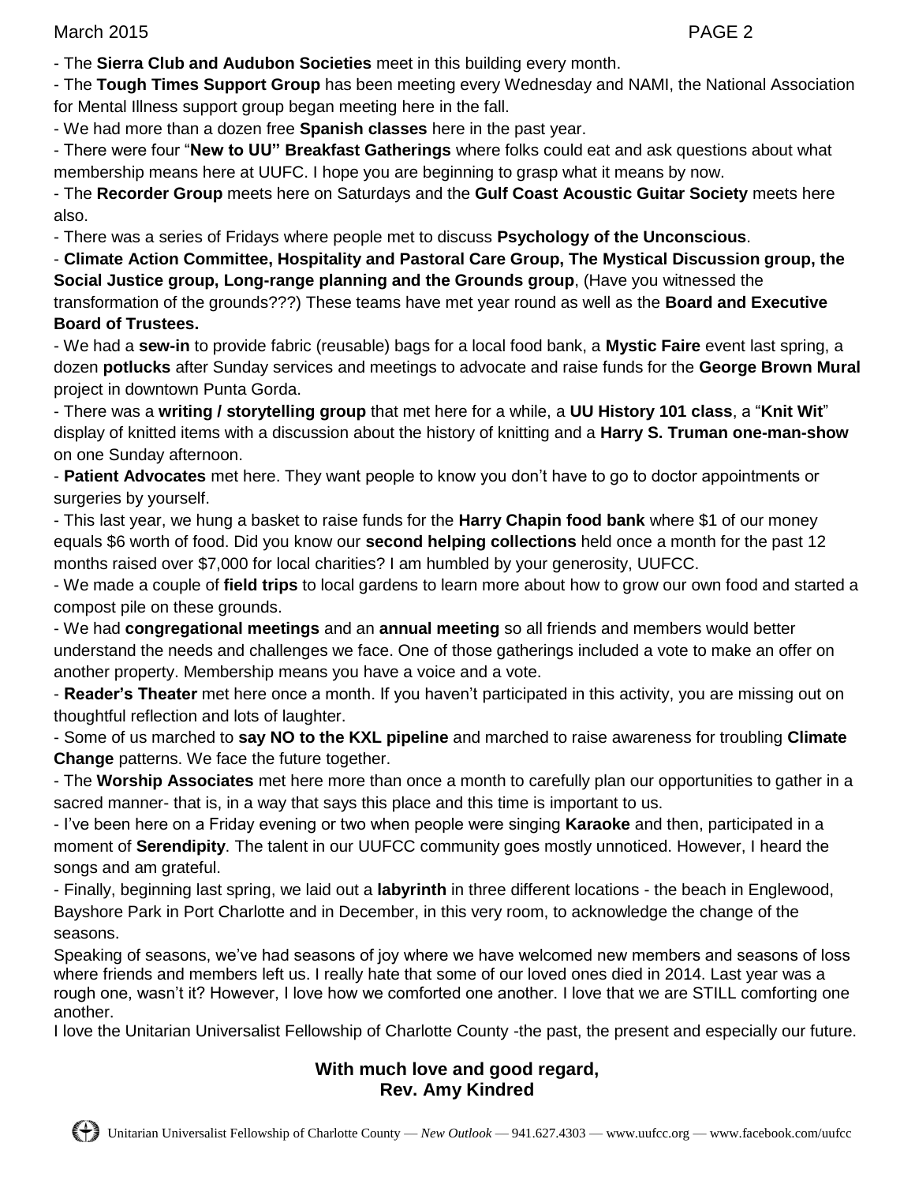- The **Sierra Club and Audubon Societies** meet in this building every month.

- The **Tough Times Support Group** has been meeting every Wednesday and NAMI, the National Association for Mental Illness support group began meeting here in the fall.

- We had more than a dozen free **Spanish classes** here in the past year.

- There were four "**New to UU" Breakfast Gatherings** where folks could eat and ask questions about what membership means here at UUFC. I hope you are beginning to grasp what it means by now.

- The **Recorder Group** meets here on Saturdays and the **Gulf Coast Acoustic Guitar Society** meets here also.

- There was a series of Fridays where people met to discuss **Psychology of the Unconscious**.

- **Climate Action Committee, Hospitality and Pastoral Care Group, The Mystical Discussion group, the Social Justice group, Long-range planning and the Grounds group**, (Have you witnessed the transformation of the grounds???) These teams have met year round as well as the **Board and Executive Board of Trustees.**

- We had a **sew-in** to provide fabric (reusable) bags for a local food bank, a **Mystic Faire** event last spring, a dozen **potlucks** after Sunday services and meetings to advocate and raise funds for the **George Brown Mural** project in downtown Punta Gorda.

- There was a **writing / storytelling group** that met here for a while, a **UU History 101 class**, a "**Knit Wit**" display of knitted items with a discussion about the history of knitting and a **Harry S. Truman one-man-show** on one Sunday afternoon.

- **Patient Advocates** met here. They want people to know you don't have to go to doctor appointments or surgeries by yourself.

- This last year, we hung a basket to raise funds for the **Harry Chapin food bank** where $1 of our money equals $6 worth of food. Did you know our **second helping collections** held once a month for the past 12 months raised over $7,000 for local charities? I am humbled by your generosity, UUFCC.

- We made a couple of **field trips** to local gardens to learn more about how to grow our own food and started a compost pile on these grounds.

- We had **congregational meetings** and an **annual meeting** so all friends and members would better understand the needs and challenges we face. One of those gatherings included a vote to make an offer on another property. Membership means you have a voice and a vote.

- **Reader's Theater** met here once a month. If you haven't participated in this activity, you are missing out on thoughtful reflection and lots of laughter.

- Some of us marched to **say NO to the KXL pipeline** and marched to raise awareness for troubling **Climate Change** patterns. We face the future together.

- The **Worship Associates** met here more than once a month to carefully plan our opportunities to gather in a sacred manner- that is, in a way that says this place and this time is important to us.

- I've been here on a Friday evening or two when people were singing **Karaoke** and then, participated in a moment of **Serendipity**. The talent in our UUFCC community goes mostly unnoticed. However, I heard the songs and am grateful.

- Finally, beginning last spring, we laid out a **labyrinth** in three different locations - the beach in Englewood, Bayshore Park in Port Charlotte and in December, in this very room, to acknowledge the change of the seasons.

Speaking of seasons, we've had seasons of joy where we have welcomed new members and seasons of loss where friends and members left us. I really hate that some of our loved ones died in 2014. Last year was a rough one, wasn't it? However, I love how we comforted one another. I love that we are STILL comforting one another.

I love the Unitarian Universalist Fellowship of Charlotte County -the past, the present and especially our future.

**With much love and good regard,**
**Rev. Amy Kindred**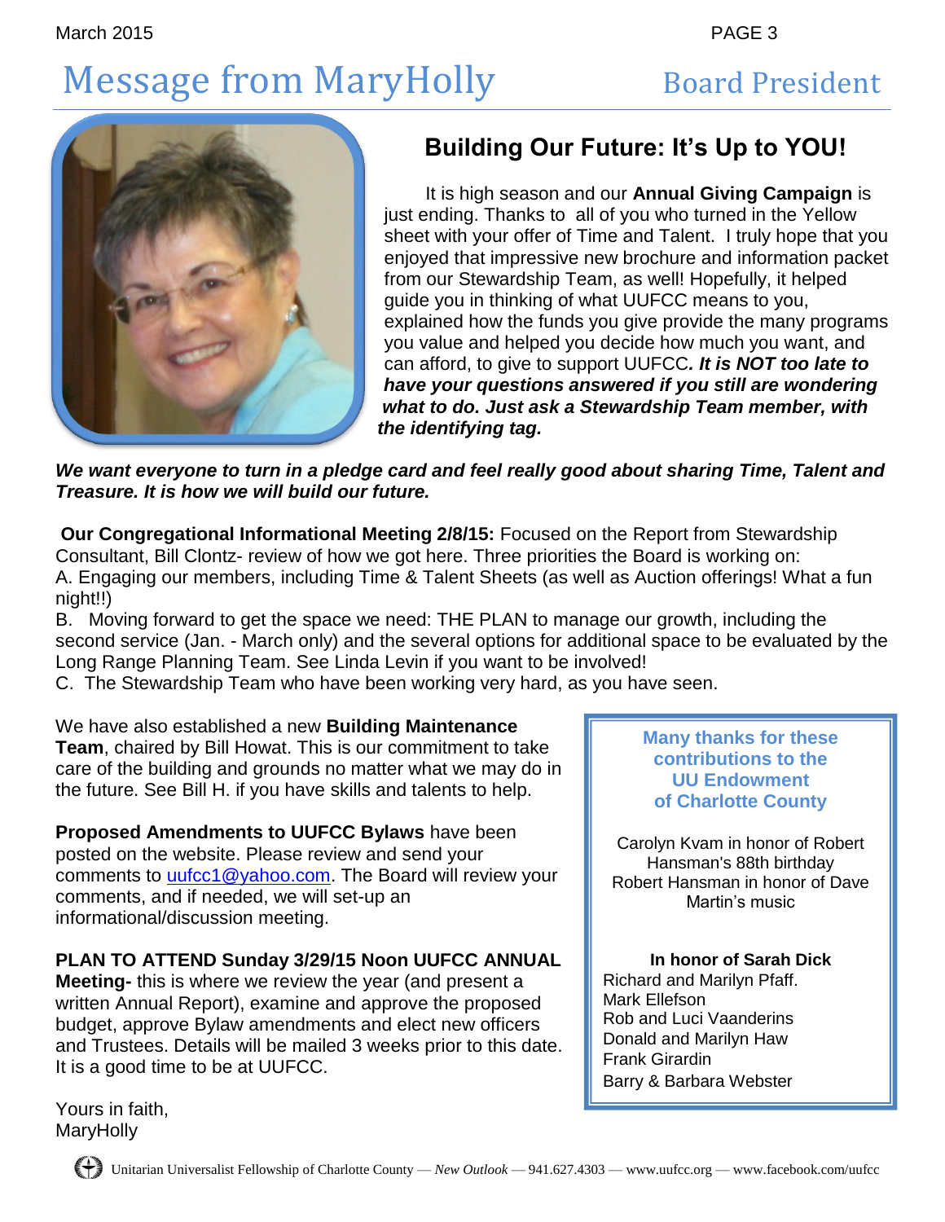# Message from MaryHolly — Board President

## Building Our Future: It's Up to YOU!

It is high season and our **Annual Giving Campaign** is just ending. Thanks to all of you who turned in the Yellow sheet with your offer of Time and Talent. I truly hope that you enjoyed that impressive new brochure and information packet from our Stewardship Team, as well! Hopefully, it helped guide you in thinking of what UUFCC means to you, explained how the funds you give provide the many programs you value and helped you decide how much you want, and can afford, to give to support UUFCC***. It is NOT too late to have your questions answered if you still are wondering what to do. Just ask a Stewardship Team member, with the identifying tag.***

***We want everyone to turn in a pledge card and feel really good about sharing Time, Talent and Treasure. It is how we will build our future.***

**Our Congregational Informational Meeting 2/8/15:** Focused on the Report from Stewardship Consultant, Bill Clontz- review of how we got here. Three priorities the Board is working on:

A. Engaging our members, including Time & Talent Sheets (as well as Auction offerings! What a fun night!!)

B. Moving forward to get the space we need: THE PLAN to manage our growth, including the second service (Jan. - March only) and the several options for additional space to be evaluated by the Long Range Planning Team. See Linda Levin if you want to be involved!

C. The Stewardship Team who have been working very hard, as you have seen.

We have also established a new **Building Maintenance Team**, chaired by Bill Howat. This is our commitment to take care of the building and grounds no matter what we may do in the future. See Bill H. if you have skills and talents to help.

**Proposed Amendments to UUFCC Bylaws** have been posted on the website. Please review and send your comments to uufcc1@yahoo.com. The Board will review your comments, and if needed, we will set-up an informational/discussion meeting.

**PLAN TO ATTEND Sunday 3/29/15 Noon UUFCC ANNUAL Meeting-** this is where we review the year (and present a written Annual Report), examine and approve the proposed budget, approve Bylaw amendments and elect new officers and Trustees. Details will be mailed 3 weeks prior to this date. It is a good time to be at UUFCC.

Yours in faith,
MaryHolly

---

**Many thanks for these contributions to the UU Endowment of Charlotte County**

Carolyn Kvam in honor of Robert Hansman's 88th birthday
Robert Hansman in honor of Dave Martin's music

**In honor of Sarah Dick**

Richard and Marilyn Pfaff.
Mark Ellefson
Rob and Luci Vaanderins
Donald and Marilyn Haw
Frank Girardin
Barry & Barbara Webster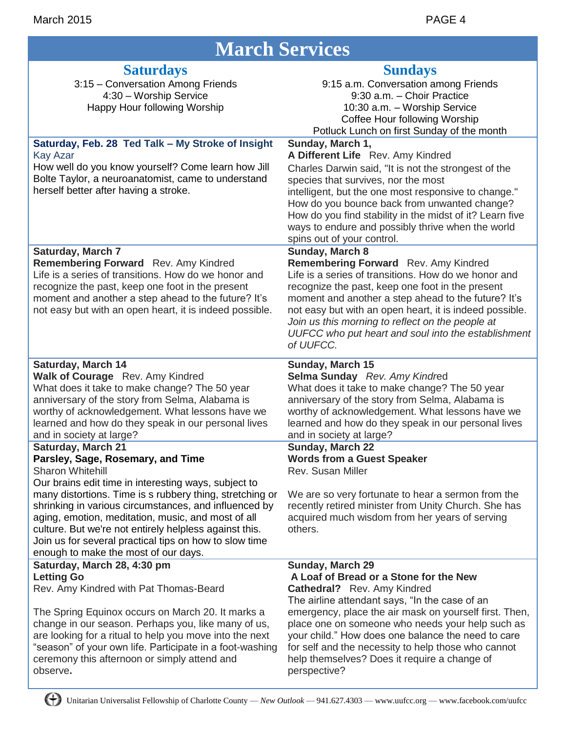# March Services

## Saturdays

3:15 – Conversation Among Friends
4:30 – Worship Service
Happy Hour following Worship

**Saturday, Feb. 28 Ted Talk – My Stroke of Insight**
Kay Azar
How well do you know yourself? Come learn how Jill Bolte Taylor, a neuroanatomist, came to understand herself better after having a stroke.

**Saturday, March 7**
**Remembering Forward** Rev. Amy Kindred
Life is a series of transitions. How do we honor and recognize the past, keep one foot in the present moment and another a step ahead to the future? It's not easy but with an open heart, it is indeed possible.

**Saturday, March 14**
**Walk of Courage** Rev. Amy Kindred
What does it take to make change? The 50 year anniversary of the story from Selma, Alabama is worthy of acknowledgement. What lessons have we learned and how do they speak in our personal lives and in society at large?

**Saturday, March 21**
**Parsley, Sage, Rosemary, and Time**
Sharon Whitehill
Our brains edit time in interesting ways, subject to many distortions. Time is s rubbery thing, stretching or shrinking in various circumstances, and influenced by aging, emotion, meditation, music, and most of all culture. But we're not entirely helpless against this. Join us for several practical tips on how to slow time enough to make the most of our days.

**Saturday, March 28, 4:30 pm**
**Letting Go**
Rev. Amy Kindred with Pat Thomas-Beard

The Spring Equinox occurs on March 20. It marks a change in our season. Perhaps you, like many of us, are looking for a ritual to help you move into the next "season" of your own life. Participate in a foot-washing ceremony this afternoon or simply attend and observe.

## Sundays

9:15 a.m. Conversation among Friends
9:30 a.m. – Choir Practice
10:30 a.m. – Worship Service
Coffee Hour following Worship
Potluck Lunch on first Sunday of the month

**Sunday, March 1,**
**A Different Life** Rev. Amy Kindred
Charles Darwin said, "It is not the strongest of the species that survives, nor the most intelligent, but the one most responsive to change." How do you bounce back from unwanted change? How do you find stability in the midst of it? Learn five ways to endure and possibly thrive when the world spins out of your control.

**Sunday, March 8**
**Remembering Forward** Rev. Amy Kindred
Life is a series of transitions. How do we honor and recognize the past, keep one foot in the present moment and another a step ahead to the future? It's not easy but with an open heart, it is indeed possible. *Join us this morning to reflect on the people at UUFCC who put heart and soul into the establishment of UUFCC.*

**Sunday, March 15**
**Selma Sunday** *Rev. Amy Kindred*
What does it take to make change? The 50 year anniversary of the story from Selma, Alabama is worthy of acknowledgement. What lessons have we learned and how do they speak in our personal lives and in society at large?

**Sunday, March 22**
**Words from a Guest Speaker**
Rev. Susan Miller

We are so very fortunate to hear a sermon from the recently retired minister from Unity Church. She has acquired much wisdom from her years of serving others.

**Sunday, March 29**
**A Loaf of Bread or a Stone for the New Cathedral?** Rev. Amy Kindred
The airline attendant says, "In the case of an emergency, place the air mask on yourself first. Then, place one on someone who needs your help such as your child." How does one balance the need to care for self and the necessity to help those who cannot help themselves? Does it require a change of perspective?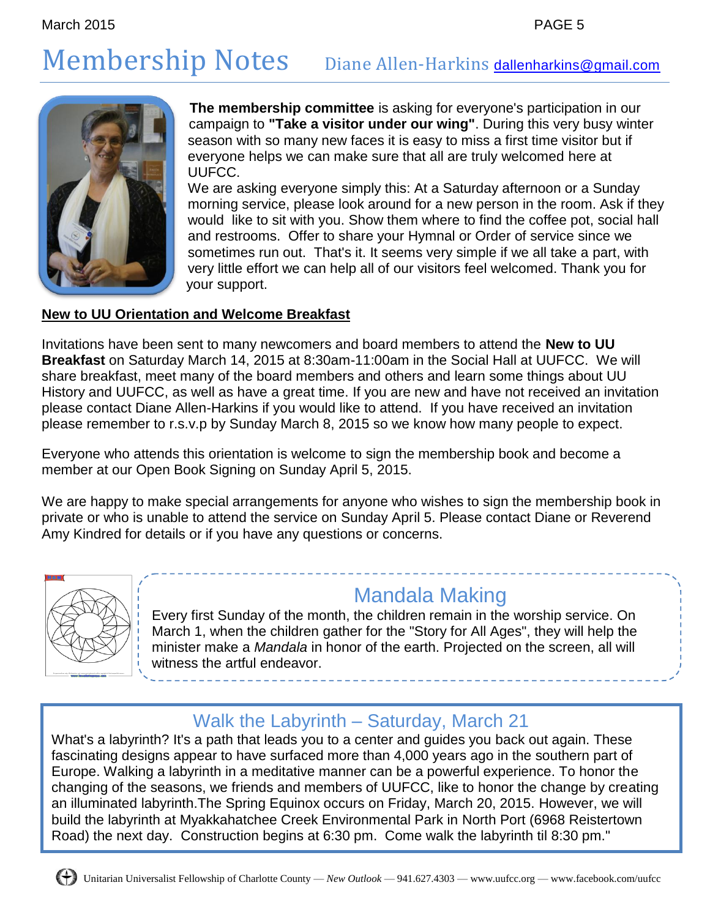# Membership Notes

Diane Allen-Harkins dallenharkins@gmail.com

**The membership committee** is asking for everyone's participation in our campaign to **"Take a visitor under our wing"**. During this very busy winter season with so many new faces it is easy to miss a first time visitor but if everyone helps we can make sure that all are truly welcomed here at UUFCC.

We are asking everyone simply this: At a Saturday afternoon or a Sunday morning service, please look around for a new person in the room. Ask if they would like to sit with you. Show them where to find the coffee pot, social hall and restrooms. Offer to share your Hymnal or Order of service since we sometimes run out. That's it. It seems very simple if we all take a part, with very little effort we can help all of our visitors feel welcomed. Thank you for your support.

**New to UU Orientation and Welcome Breakfast**

Invitations have been sent to many newcomers and board members to attend the **New to UU Breakfast** on Saturday March 14, 2015 at 8:30am-11:00am in the Social Hall at UUFCC. We will share breakfast, meet many of the board members and others and learn some things about UU History and UUFCC, as well as have a great time. If you are new and have not received an invitation please contact Diane Allen-Harkins if you would like to attend. If you have received an invitation please remember to r.s.v.p by Sunday March 8, 2015 so we know how many people to expect.

Everyone who attends this orientation is welcome to sign the membership book and become a member at our Open Book Signing on Sunday April 5, 2015.

We are happy to make special arrangements for anyone who wishes to sign the membership book in private or who is unable to attend the service on Sunday April 5. Please contact Diane or Reverend Amy Kindred for details or if you have any questions or concerns.

## Mandala Making

Every first Sunday of the month, the children remain in the worship service. On March 1, when the children gather for the "Story for All Ages", they will help the minister make a *Mandala* in honor of the earth. Projected on the screen, all will witness the artful endeavor.

## Walk the Labyrinth – Saturday, March 21

What's a labyrinth? It's a path that leads you to a center and guides you back out again. These fascinating designs appear to have surfaced more than 4,000 years ago in the southern part of Europe. Walking a labyrinth in a meditative manner can be a powerful experience. To honor the changing of the seasons, we friends and members of UUFCC, like to honor the change by creating an illuminated labyrinth.The Spring Equinox occurs on Friday, March 20, 2015. However, we will build the labyrinth at Myakkahatchee Creek Environmental Park in North Port (6968 Reistertown Road) the next day. Construction begins at 6:30 pm. Come walk the labyrinth til 8:30 pm."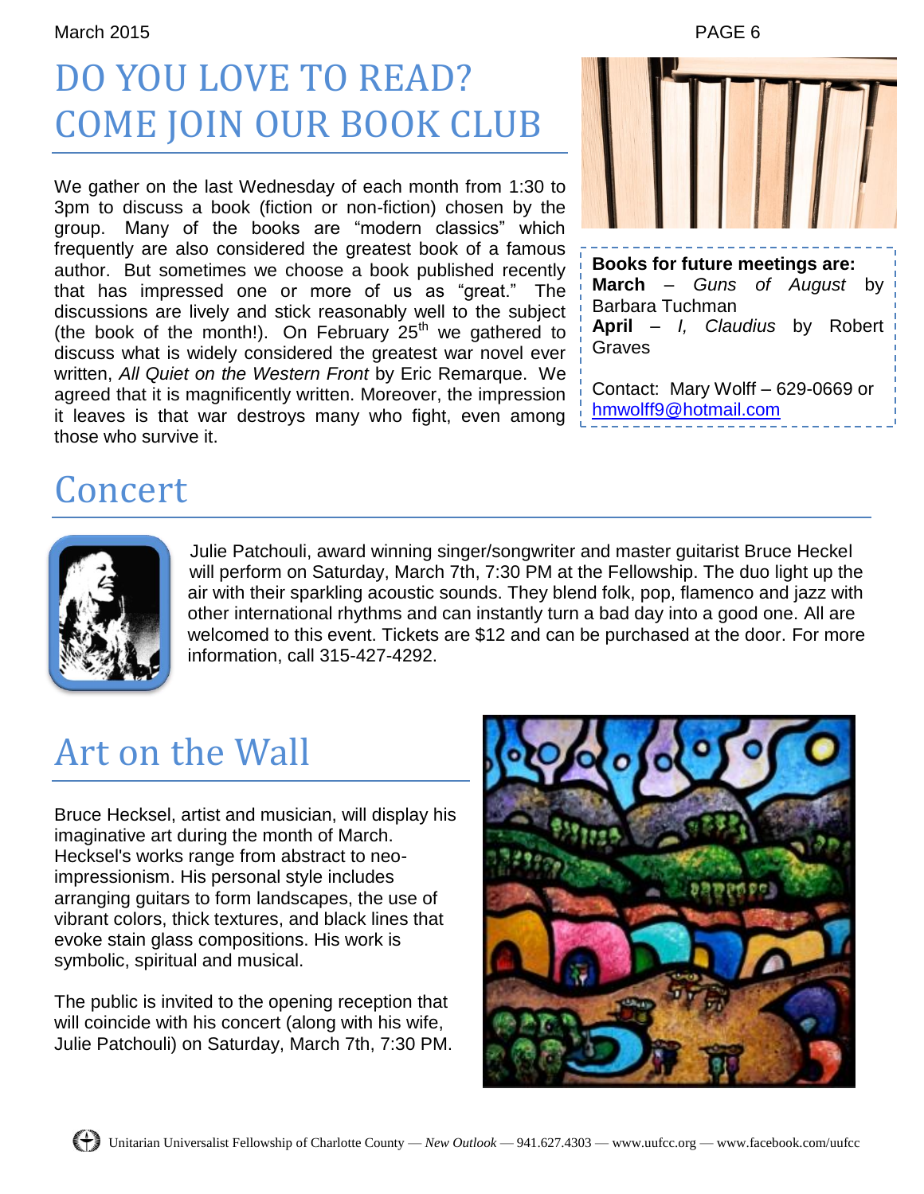# DO YOU LOVE TO READ? COME JOIN OUR BOOK CLUB

We gather on the last Wednesday of each month from 1:30 to 3pm to discuss a book (fiction or non-fiction) chosen by the group. Many of the books are "modern classics" which frequently are also considered the greatest book of a famous author. But sometimes we choose a book published recently that has impressed one or more of us as "great." The discussions are lively and stick reasonably well to the subject (the book of the month!). On February 25th we gathered to discuss what is widely considered the greatest war novel ever written, *All Quiet on the Western Front* by Eric Remarque. We agreed that it is magnificently written. Moreover, the impression it leaves is that war destroys many who fight, even among those who survive it.

**Books for future meetings are:**
**March** – *Guns of August* by Barbara Tuchman
**April** – *I, Claudius* by Robert Graves

Contact: Mary Wolff – 629-0669 or hmwolff9@hotmail.com

# Concert

Julie Patchouli, award winning singer/songwriter and master guitarist Bruce Heckel will perform on Saturday, March 7th, 7:30 PM at the Fellowship. The duo light up the air with their sparkling acoustic sounds. They blend folk, pop, flamenco and jazz with other international rhythms and can instantly turn a bad day into a good one. All are welcomed to this event. Tickets are $12 and can be purchased at the door. For more information, call 315-427-4292.

# Art on the Wall

Bruce Hecksel, artist and musician, will display his imaginative art during the month of March. Hecksel's works range from abstract to neo-impressionism. His personal style includes arranging guitars to form landscapes, the use of vibrant colors, thick textures, and black lines that evoke stain glass compositions. His work is symbolic, spiritual and musical.

The public is invited to the opening reception that will coincide with his concert (along with his wife, Julie Patchouli) on Saturday, March 7th, 7:30 PM.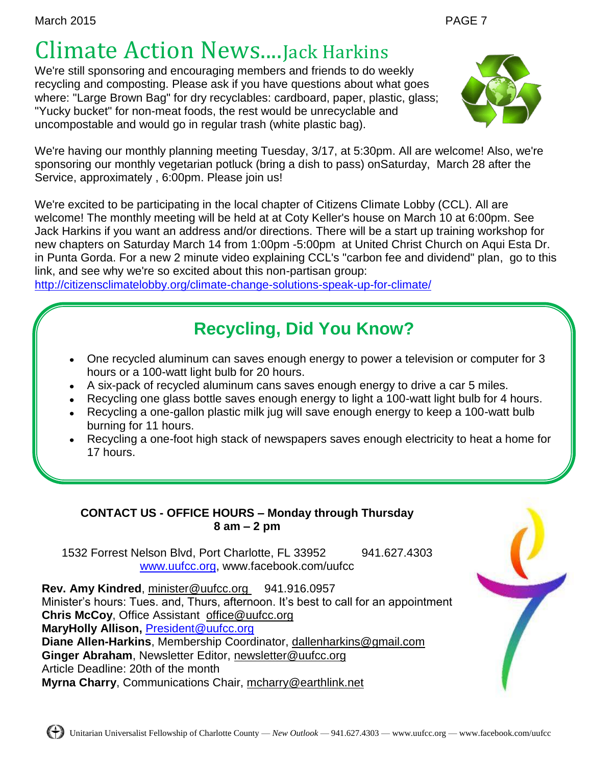# Climate Action News....Jack Harkins

We're still sponsoring and encouraging members and friends to do weekly recycling and composting. Please ask if you have questions about what goes where: "Large Brown Bag" for dry recyclables: cardboard, paper, plastic, glass; "Yucky bucket" for non-meat foods, the rest would be unrecyclable and uncompostable and would go in regular trash (white plastic bag).

We're having our monthly planning meeting Tuesday, 3/17, at 5:30pm. All are welcome! Also, we're sponsoring our monthly vegetarian potluck (bring a dish to pass) onSaturday, March 28 after the Service, approximately , 6:00pm. Please join us!

We're excited to be participating in the local chapter of Citizens Climate Lobby (CCL). All are welcome! The monthly meeting will be held at at Coty Keller's house on March 10 at 6:00pm. See Jack Harkins if you want an address and/or directions. There will be a start up training workshop for new chapters on Saturday March 14 from 1:00pm -5:00pm at United Christ Church on Aqui Esta Dr. in Punta Gorda. For a new 2 minute video explaining CCL's "carbon fee and dividend" plan, go to this link, and see why we're so excited about this non-partisan group:
http://citizensclimatelobby.org/climate-change-solutions-speak-up-for-climate/

## Recycling, Did You Know?

- One recycled aluminum can saves enough energy to power a television or computer for 3 hours or a 100-watt light bulb for 20 hours.
- A six-pack of recycled aluminum cans saves enough energy to drive a car 5 miles.
- Recycling one glass bottle saves enough energy to light a 100-watt light bulb for 4 hours.
- Recycling a one-gallon plastic milk jug will save enough energy to keep a 100-watt bulb burning for 11 hours.
- Recycling a one-foot high stack of newspapers saves enough electricity to heat a home for 17 hours.

**CONTACT US - OFFICE HOURS – Monday through Thursday**
**8 am – 2 pm**

1532 Forrest Nelson Blvd, Port Charlotte, FL 33952 941.627.4303
www.uufcc.org, www.facebook.com/uufcc

**Rev. Amy Kindred**, minister@uufcc.org 941.916.0957
Minister's hours: Tues. and, Thurs, afternoon. It's best to call for an appointment
**Chris McCoy**, Office Assistant office@uufcc.org
**MaryHolly Allison,** President@uufcc.org
**Diane Allen-Harkins**, Membership Coordinator, dallenharkins@gmail.com
**Ginger Abraham**, Newsletter Editor, newsletter@uufcc.org
Article Deadline: 20th of the month
**Myrna Charry**, Communications Chair, mcharry@earthlink.net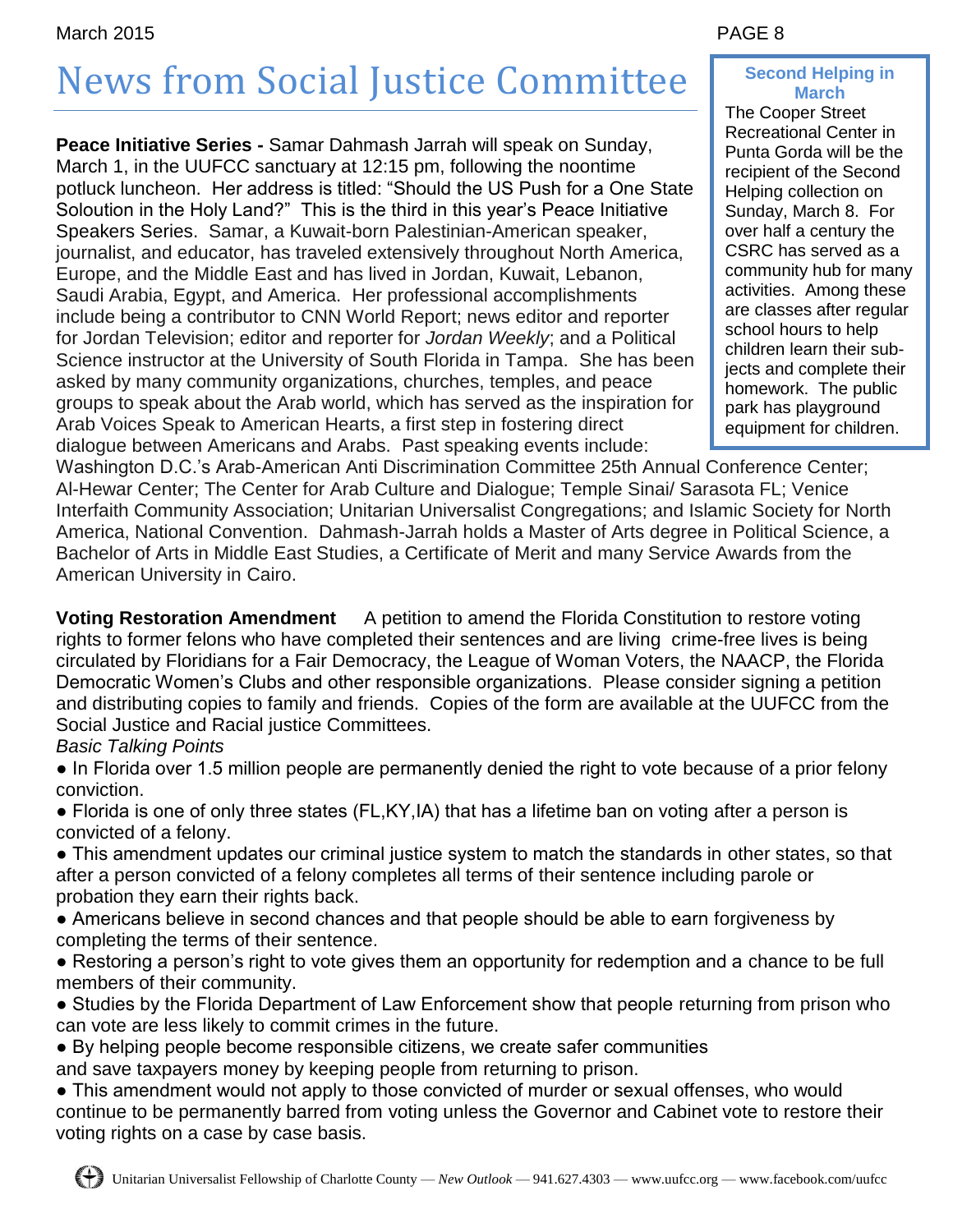# News from Social Justice Committee

**Peace Initiative Series -** Samar Dahmash Jarrah will speak on Sunday, March 1, in the UUFCC sanctuary at 12:15 pm, following the noontime potluck luncheon. Her address is titled: "Should the US Push for a One State Soloution in the Holy Land?" This is the third in this year's Peace Initiative Speakers Series. Samar, a Kuwait-born Palestinian-American speaker, journalist, and educator, has traveled extensively throughout North America, Europe, and the Middle East and has lived in Jordan, Kuwait, Lebanon, Saudi Arabia, Egypt, and America. Her professional accomplishments include being a contributor to CNN World Report; news editor and reporter for Jordan Television; editor and reporter for *Jordan Weekly*; and a Political Science instructor at the University of South Florida in Tampa. She has been asked by many community organizations, churches, temples, and peace groups to speak about the Arab world, which has served as the inspiration for Arab Voices Speak to American Hearts, a first step in fostering direct dialogue between Americans and Arabs. Past speaking events include: Washington D.C.'s Arab-American Anti Discrimination Committee 25th Annual Conference Center; Al-Hewar Center; The Center for Arab Culture and Dialogue; Temple Sinai/ Sarasota FL; Venice Interfaith Community Association; Unitarian Universalist Congregations; and Islamic Society for North America, National Convention. Dahmash-Jarrah holds a Master of Arts degree in Political Science, a Bachelor of Arts in Middle East Studies, a Certificate of Merit and many Service Awards from the American University in Cairo.

### Second Helping in March

The Cooper Street Recreational Center in Punta Gorda will be the recipient of the Second Helping collection on Sunday, March 8. For over half a century the CSRC has served as a community hub for many activities. Among these are classes after regular school hours to help children learn their subjects and complete their homework. The public park has playground equipment for children.

**Voting Restoration Amendment** A petition to amend the Florida Constitution to restore voting rights to former felons who have completed their sentences and are living crime-free lives is being circulated by Floridians for a Fair Democracy, the League of Woman Voters, the NAACP, the Florida Democratic Women's Clubs and other responsible organizations. Please consider signing a petition and distributing copies to family and friends. Copies of the form are available at the UUFCC from the Social Justice and Racial justice Committees.

*Basic Talking Points*

- In Florida over 1.5 million people are permanently denied the right to vote because of a prior felony conviction.
- Florida is one of only three states (FL,KY,IA) that has a lifetime ban on voting after a person is convicted of a felony.
- This amendment updates our criminal justice system to match the standards in other states, so that after a person convicted of a felony completes all terms of their sentence including parole or probation they earn their rights back.
- Americans believe in second chances and that people should be able to earn forgiveness by completing the terms of their sentence.
- Restoring a person's right to vote gives them an opportunity for redemption and a chance to be full members of their community.
- Studies by the Florida Department of Law Enforcement show that people returning from prison who can vote are less likely to commit crimes in the future.
- By helping people become responsible citizens, we create safer communities and save taxpayers money by keeping people from returning to prison.
- This amendment would not apply to those convicted of murder or sexual offenses, who would continue to be permanently barred from voting unless the Governor and Cabinet vote to restore their voting rights on a case by case basis.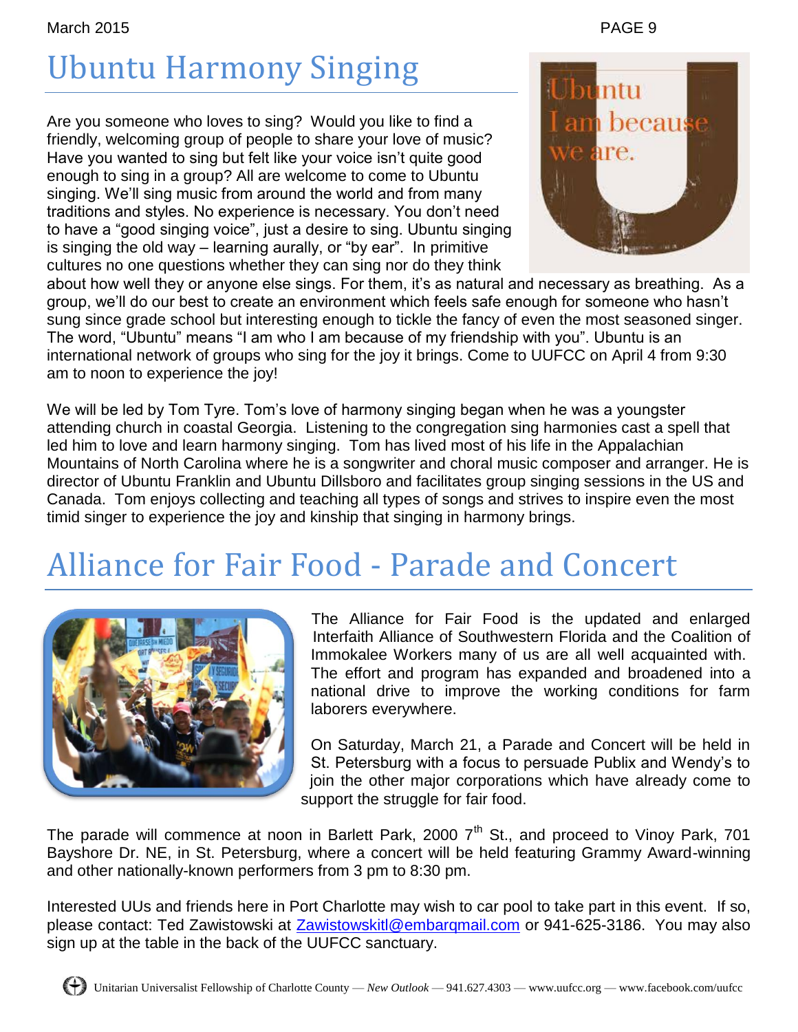# Ubuntu Harmony Singing

Are you someone who loves to sing? Would you like to find a friendly, welcoming group of people to share your love of music? Have you wanted to sing but felt like your voice isn't quite good enough to sing in a group? All are welcome to come to Ubuntu singing. We'll sing music from around the world and from many traditions and styles. No experience is necessary. You don't need to have a "good singing voice", just a desire to sing. Ubuntu singing is singing the old way – learning aurally, or "by ear". In primitive cultures no one questions whether they can sing nor do they think about how well they or anyone else sings. For them, it's as natural and necessary as breathing. As a group, we'll do our best to create an environment which feels safe enough for someone who hasn't sung since grade school but interesting enough to tickle the fancy of even the most seasoned singer. The word, "Ubuntu" means "I am who I am because of my friendship with you". Ubuntu is an international network of groups who sing for the joy it brings. Come to UUFCC on April 4 from 9:30 am to noon to experience the joy!

We will be led by Tom Tyre. Tom's love of harmony singing began when he was a youngster attending church in coastal Georgia. Listening to the congregation sing harmonies cast a spell that led him to love and learn harmony singing. Tom has lived most of his life in the Appalachian Mountains of North Carolina where he is a songwriter and choral music composer and arranger. He is director of Ubuntu Franklin and Ubuntu Dillsboro and facilitates group singing sessions in the US and Canada. Tom enjoys collecting and teaching all types of songs and strives to inspire even the most timid singer to experience the joy and kinship that singing in harmony brings.

# Alliance for Fair Food - Parade and Concert

The Alliance for Fair Food is the updated and enlarged Interfaith Alliance of Southwestern Florida and the Coalition of Immokalee Workers many of us are all well acquainted with. The effort and program has expanded and broadened into a national drive to improve the working conditions for farm laborers everywhere.

On Saturday, March 21, a Parade and Concert will be held in St. Petersburg with a focus to persuade Publix and Wendy's to join the other major corporations which have already come to support the struggle for fair food.

The parade will commence at noon in Barlett Park, 2000 7th St., and proceed to Vinoy Park, 701 Bayshore Dr. NE, in St. Petersburg, where a concert will be held featuring Grammy Award-winning and other nationally-known performers from 3 pm to 8:30 pm.

Interested UUs and friends here in Port Charlotte may wish to car pool to take part in this event. If so, please contact: Ted Zawistowski at Zawistowskitl@embarqmail.com or 941-625-3186. You may also sign up at the table in the back of the UUFCC sanctuary.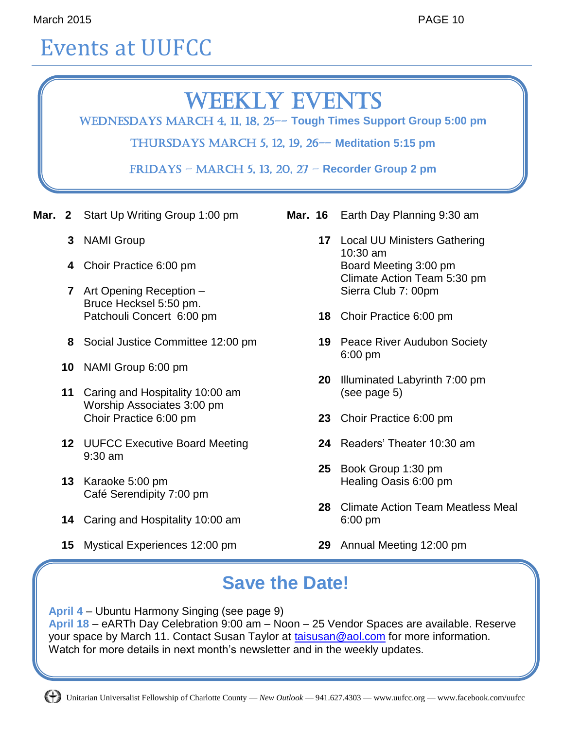# Events at UUFCC

## WEEKLY EVENTS

WEDNESDAYS MARCH 4, 11, 18, 25–– **Tough Times Support Group 5:00 pm**

THURSDAYS MARCH 5, 12, 19, 26–– **Meditation 5:15 pm**

FRIDAYS – MARCH 5, 13, 20, 27 – **Recorder Group 2 pm**

**Mar. 2** Start Up Writing Group 1:00 pm

**3** NAMI Group

**4** Choir Practice 6:00 pm

**7** Art Opening Reception – Bruce Hecksel 5:50 pm.
Patchouli Concert 6:00 pm

**8** Social Justice Committee 12:00 pm

**10** NAMI Group 6:00 pm

**11** Caring and Hospitality 10:00 am
Worship Associates 3:00 pm
Choir Practice 6:00 pm

**12** UUFCC Executive Board Meeting 9:30 am

**13** Karaoke 5:00 pm
Café Serendipity 7:00 pm

**14** Caring and Hospitality 10:00 am

**15** Mystical Experiences 12:00 pm

**Mar. 16** Earth Day Planning 9:30 am

**17** Local UU Ministers Gathering 10:30 am
Board Meeting 3:00 pm
Climate Action Team 5:30 pm
Sierra Club 7: 00pm

**18** Choir Practice 6:00 pm

**19** Peace River Audubon Society 6:00 pm

**20** Illuminated Labyrinth 7:00 pm (see page 5)

**23** Choir Practice 6:00 pm

**24** Readers' Theater 10:30 am

**25** Book Group 1:30 pm
Healing Oasis 6:00 pm

**28** Climate Action Team Meatless Meal 6:00 pm

**29** Annual Meeting 12:00 pm

## Save the Date!

**April 4** – Ubuntu Harmony Singing (see page 9)
**April 18** – eARTh Day Celebration 9:00 am – Noon – 25 Vendor Spaces are available. Reserve your space by March 11. Contact Susan Taylor at taisusan@aol.com for more information. Watch for more details in next month's newsletter and in the weekly updates.